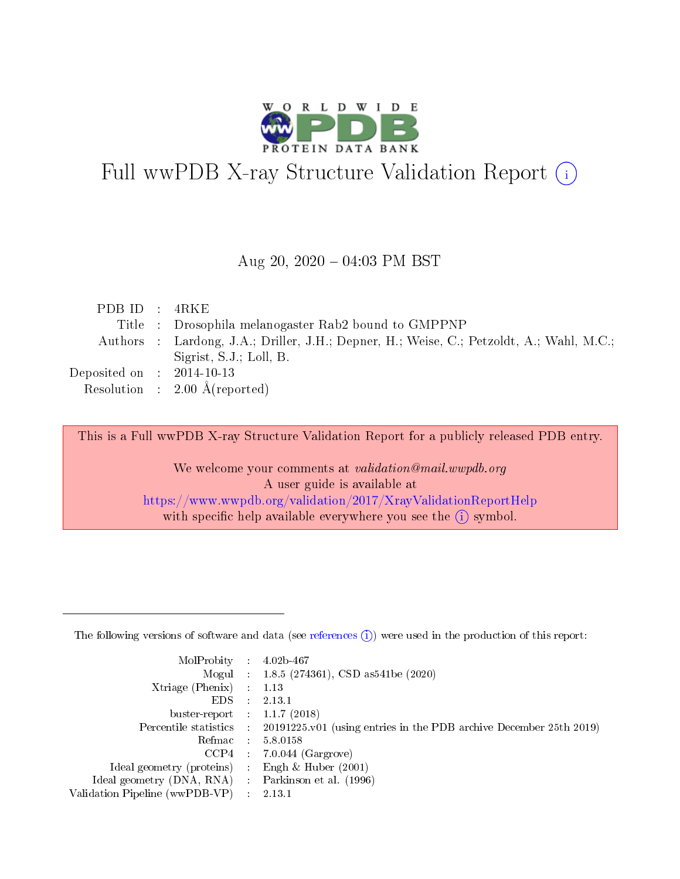# Full wwPDB X-ray Structure Validation Report (i)

Aug 20, 2020 – 04:03 PM BST

| | | |
|---|---|---|
| PDB ID | : | 4RKE |
| Title | : | Drosophila melanogaster Rab2 bound to GMPPNP |
| Authors | : | Lardong, J.A.; Driller, J.H.; Depner, H.; Weise, C.; Petzoldt, A.; Wahl, M.C.; Sigrist, S.J.; Loll, B. |
| Deposited on | : | 2014-10-13 |
| Resolution | : | 2.00 Å(reported) |

This is a Full wwPDB X-ray Structure Validation Report for a publicly released PDB entry.

We welcome your comments at *validation@mail.wwpdb.org*
A user guide is available at
https://www.wwpdb.org/validation/2017/XrayValidationReportHelp
with specific help available everywhere you see the (i) symbol.

---

The following versions of software and data (see references (i)) were used in the production of this report:

| | | |
|---|---|---|
| MolProbity | : | 4.02b-467 |
| Mogul | : | 1.8.5 (274361), CSD as541be (2020) |
| Xtriage (Phenix) | : | 1.13 |
| EDS | : | 2.13.1 |
| buster-report | : | 1.1.7 (2018) |
| Percentile statistics | : | 20191225.v01 (using entries in the PDB archive December 25th 2019) |
| Refmac | : | 5.8.0158 |
| CCP4 | : | 7.0.044 (Gargrove) |
| Ideal geometry (proteins) | : | Engh & Huber (2001) |
| Ideal geometry (DNA, RNA) | : | Parkinson et al. (1996) |
| Validation Pipeline (wwPDB-VP) | : | 2.13.1 |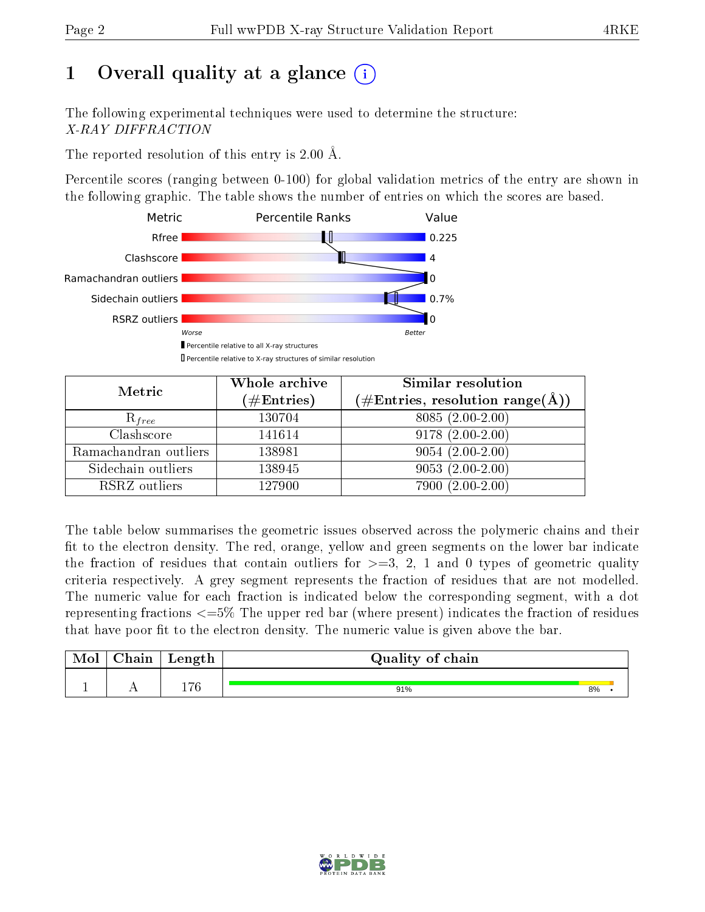# 1 Overall quality at a glance (i)

The following experimental techniques were used to determine the structure:
*X-RAY DIFFRACTION*

The reported resolution of this entry is 2.00 Å.

Percentile scores (ranging between 0-100) for global validation metrics of the entry are shown in the following graphic. The table shows the number of entries on which the scores are based.

| Metric | Value |
|---|---|
| Rfree | 0.225 |
| Clashscore | 4 |
| Ramachandran outliers | 0 |
| Sidechain outliers | 0.7% |
| RSRZ outliers | 0 |

| Metric | Whole archive (#Entries) | Similar resolution (#Entries, resolution range(Å)) |
|---|---|---|
| $R_{free}$ | 130704 | 8085 (2.00-2.00) |
| Clashscore | 141614 | 9178 (2.00-2.00) |
| Ramachandran outliers | 138981 | 9054 (2.00-2.00) |
| Sidechain outliers | 138945 | 9053 (2.00-2.00) |
| RSRZ outliers | 127900 | 7900 (2.00-2.00) |

The table below summarises the geometric issues observed across the polymeric chains and their fit to the electron density. The red, orange, yellow and green segments on the lower bar indicate the fraction of residues that contain outliers for >=3, 2, 1 and 0 types of geometric quality criteria respectively. A grey segment represents the fraction of residues that are not modelled. The numeric value for each fraction is indicated below the corresponding segment, with a dot representing fractions <=5% The upper red bar (where present) indicates the fraction of residues that have poor fit to the electron density. The numeric value is given above the bar.

| Mol | Chain | Length | Quality of chain |
|---|---|---|---|
| 1 | A | 176 | 91% 8% • |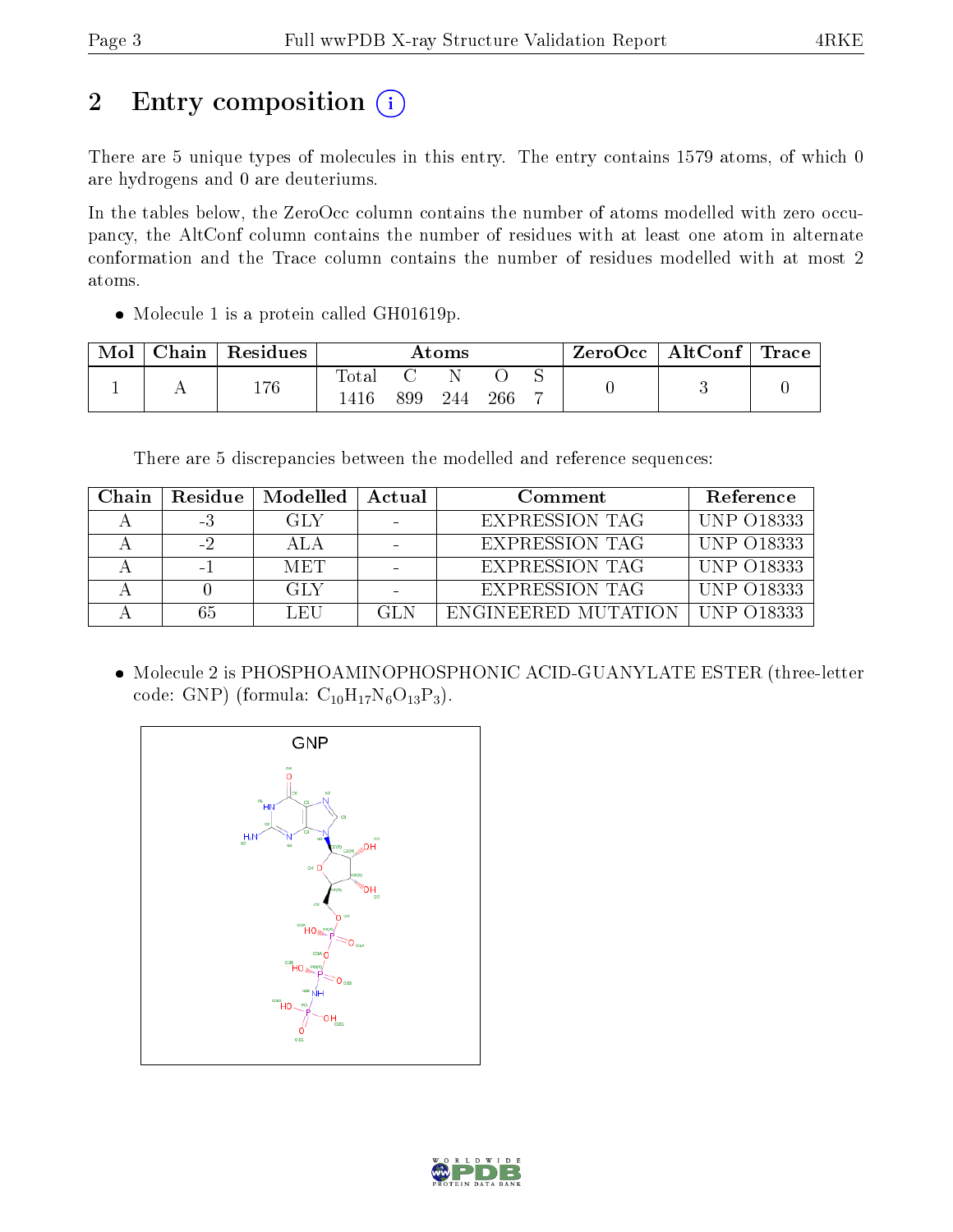# 2 Entry composition

There are 5 unique types of molecules in this entry. The entry contains 1579 atoms, of which 0 are hydrogens and 0 are deuteriums.

In the tables below, the ZeroOcc column contains the number of atoms modelled with zero occupancy, the AltConf column contains the number of residues with at least one atom in alternate conformation and the Trace column contains the number of residues modelled with at most 2 atoms.

- Molecule 1 is a protein called GH01619p.

| Mol | Chain | Residues | Atoms | | | | | ZeroOcc | AltConf | Trace |
|---|---|---|---|---|---|---|---|---|---|---|
| 1 | A | 176 | Total | C | N | O | S | 0 | 3 | 0 |
| | | | 1416 | 899 | 244 | 266 | 7 | | | |

There are 5 discrepancies between the modelled and reference sequences:

| Chain | Residue | Modelled | Actual | Comment | Reference |
|---|---|---|---|---|---|
| A | -3 | GLY | - | EXPRESSION TAG | UNP O18333 |
| A | -2 | ALA | - | EXPRESSION TAG | UNP O18333 |
| A | -1 | MET | - | EXPRESSION TAG | UNP O18333 |
| A | 0 | GLY | - | EXPRESSION TAG | UNP O18333 |
| A | 65 | LEU | GLN | ENGINEERED MUTATION | UNP O18333 |

- Molecule 2 is PHOSPHOAMINOPHOSPHONIC ACID-GUANYLATE ESTER (three-letter code: GNP) (formula: $C_{10}H_{17}N_6O_{13}P_3$).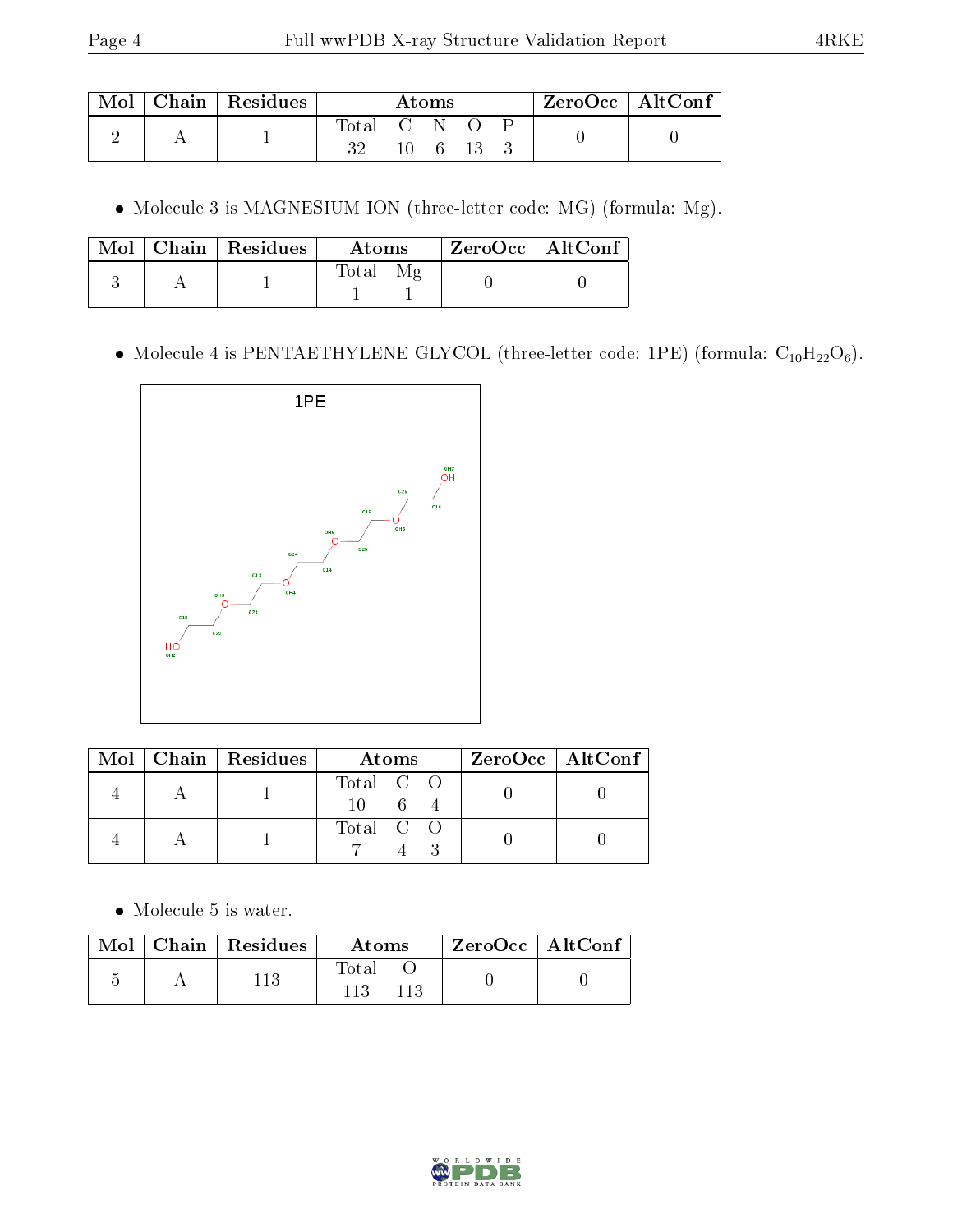| Mol | Chain | Residues | Atoms | | | | | ZeroOcc | AltConf |
|---|---|---|---|---|---|---|---|---|---|
| | | | Total | C | N | O | P | | |
| 2 | A | 1 | 32 | 10 | 6 | 13 | 3 | 0 | 0 |

- Molecule 3 is MAGNESIUM ION (three-letter code: MG) (formula: Mg).

| Mol | Chain | Residues | Atoms | | ZeroOcc | AltConf |
|---|---|---|---|---|---|---|
| | | | Total | Mg | | |
| 3 | A | 1 | 1 | 1 | 0 | 0 |

- Molecule 4 is PENTAETHYLENE GLYCOL (three-letter code: 1PE) (formula: $C_{10}H_{22}O_6$).

| Mol | Chain | Residues | Atoms | | | ZeroOcc | AltConf |
|---|---|---|---|---|---|---|---|
| | | | Total | C | O | | |
| 4 | A | 1 | 10 | 6 | 4 | 0 | 0 |
| 4 | A | 1 | 7 | 4 | 3 | 0 | 0 |

- Molecule 5 is water.

| Mol | Chain | Residues | Atoms | | ZeroOcc | AltConf |
|---|---|---|---|---|---|---|
| | | | Total | O | | |
| 5 | A | 113 | 113 | 113 | 0 | 0 |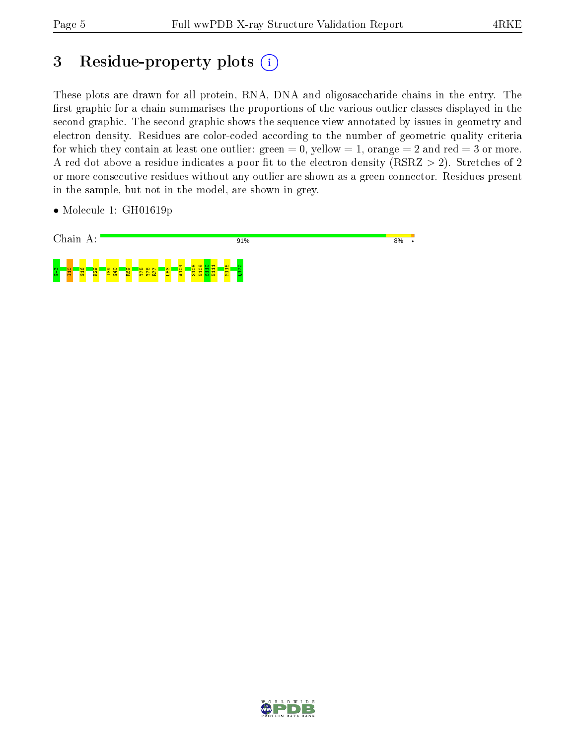# 3 Residue-property plots

These plots are drawn for all protein, RNA, DNA and oligosaccharide chains in the entry. The first graphic for a chain summarises the proportions of the various outlier classes displayed in the second graphic. The second graphic shows the sequence view annotated by issues in geometry and electron density. Residues are color-coded according to the number of geometric quality criteria for which they contain at least one outlier: green = 0, yellow = 1, orange = 2 and red = 3 or more. A red dot above a residue indicates a poor fit to the electron density (RSRZ > 2). Stretches of 2 or more consecutive residues without any outlier are shown as a green connector. Residues present in the sample, but not in the model, are shown in grey.

- Molecule 1: GH01619p

Chain A: 91% 8% •

G-3 I10 G16 K29 I39 G40 R69 Y75 Y76 R77 L83 A104 S108 N109 S110 N111 M115 Q172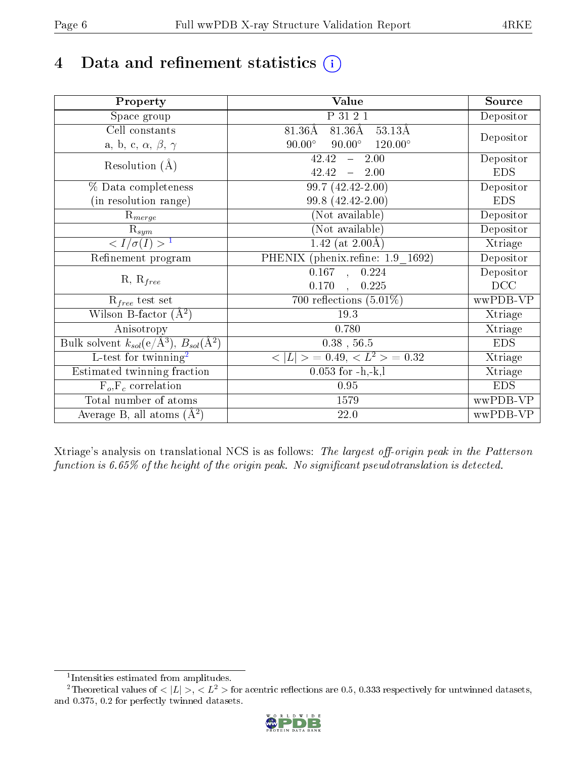# 4 Data and refinement statistics (i)

| Property | Value | Source |
|---|---|---|
| Space group | P 31 2 1 | Depositor |
| Cell constants<br>a, b, c, $\alpha$, $\beta$, $\gamma$ | 81.36Å 81.36Å 53.13Å<br>90.00° 90.00° 120.00° | Depositor |
| Resolution (Å) | 42.42 – 2.00<br>42.42 – 2.00 | Depositor<br>EDS |
| % Data completeness<br>(in resolution range) | 99.7 (42.42-2.00)<br>99.8 (42.42-2.00) | Depositor<br>EDS |
| $R_{merge}$ | (Not available) | Depositor |
| $R_{sym}$ | (Not available) | Depositor |
| $< I/\sigma(I) >$ [1] | 1.42 (at 2.00Å) | Xtriage |
| Refinement program | PHENIX (phenix.refine: 1.9_1692) | Depositor |
| R, $R_{free}$ | 0.167 , 0.224<br>0.170 , 0.225 | Depositor<br>DCC |
| $R_{free}$ test set | 700 reflections (5.01%) | wwPDB-VP |
| Wilson B-factor (Å$^2$) | 19.3 | Xtriage |
| Anisotropy | 0.780 | Xtriage |
| Bulk solvent $k_{sol}$(e/Å$^3$), $B_{sol}$(Å$^2$) | 0.38 , 56.5 | EDS |
| L-test for twinning[2] | $< \|L\| >$ = 0.49, $< L^2 >$ = 0.32 | Xtriage |
| Estimated twinning fraction | 0.053 for -h,-k,l | Xtriage |
| $F_o$,$F_c$ correlation | 0.95 | EDS |
| Total number of atoms | 1579 | wwPDB-VP |
| Average B, all atoms (Å$^2$) | 22.0 | wwPDB-VP |

Xtriage's analysis on translational NCS is as follows: *The largest off-origin peak in the Patterson function is 6.65% of the height of the origin peak. No significant pseudotranslation is detected.*

[1] Intensities estimated from amplitudes.

[2] Theoretical values of $< |L| >$, $< L^2 >$ for acentric reflections are 0.5, 0.333 respectively for untwinned datasets, and 0.375, 0.2 for perfectly twinned datasets.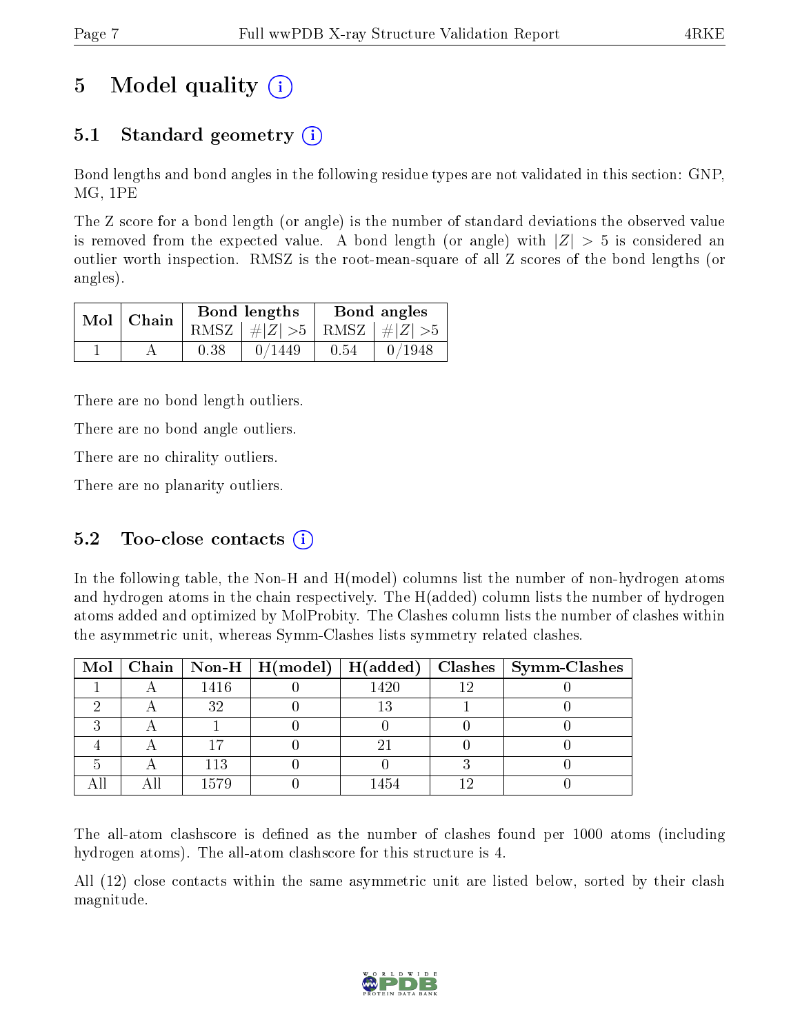# 5 Model quality

## 5.1 Standard geometry

Bond lengths and bond angles in the following residue types are not validated in this section: GNP, MG, 1PE

The Z score for a bond length (or angle) is the number of standard deviations the observed value is removed from the expected value. A bond length (or angle) with $|Z| > 5$ is considered an outlier worth inspection. RMSZ is the root-mean-square of all Z scores of the bond lengths (or angles).

| Mol | Chain | Bond lengths | | Bond angles | |
|---|---|---|---|---|---|
| | | RMSZ | $\#|Z| > 5$ | RMSZ | $\#|Z| > 5$ |
| 1 | A | 0.38 | 0/1449 | 0.54 | 0/1948 |

There are no bond length outliers.

There are no bond angle outliers.

There are no chirality outliers.

There are no planarity outliers.

## 5.2 Too-close contacts

In the following table, the Non-H and H(model) columns list the number of non-hydrogen atoms and hydrogen atoms in the chain respectively. The H(added) column lists the number of hydrogen atoms added and optimized by MolProbity. The Clashes column lists the number of clashes within the asymmetric unit, whereas Symm-Clashes lists symmetry related clashes.

| Mol | Chain | Non-H | H(model) | H(added) | Clashes | Symm-Clashes |
|---|---|---|---|---|---|---|
| 1 | A | 1416 | 0 | 1420 | 12 | 0 |
| 2 | A | 32 | 0 | 13 | 1 | 0 |
| 3 | A | 1 | 0 | 0 | 0 | 0 |
| 4 | A | 17 | 0 | 21 | 0 | 0 |
| 5 | A | 113 | 0 | 0 | 3 | 0 |
| All | All | 1579 | 0 | 1454 | 12 | 0 |

The all-atom clashscore is defined as the number of clashes found per 1000 atoms (including hydrogen atoms). The all-atom clashscore for this structure is 4.

All (12) close contacts within the same asymmetric unit are listed below, sorted by their clash magnitude.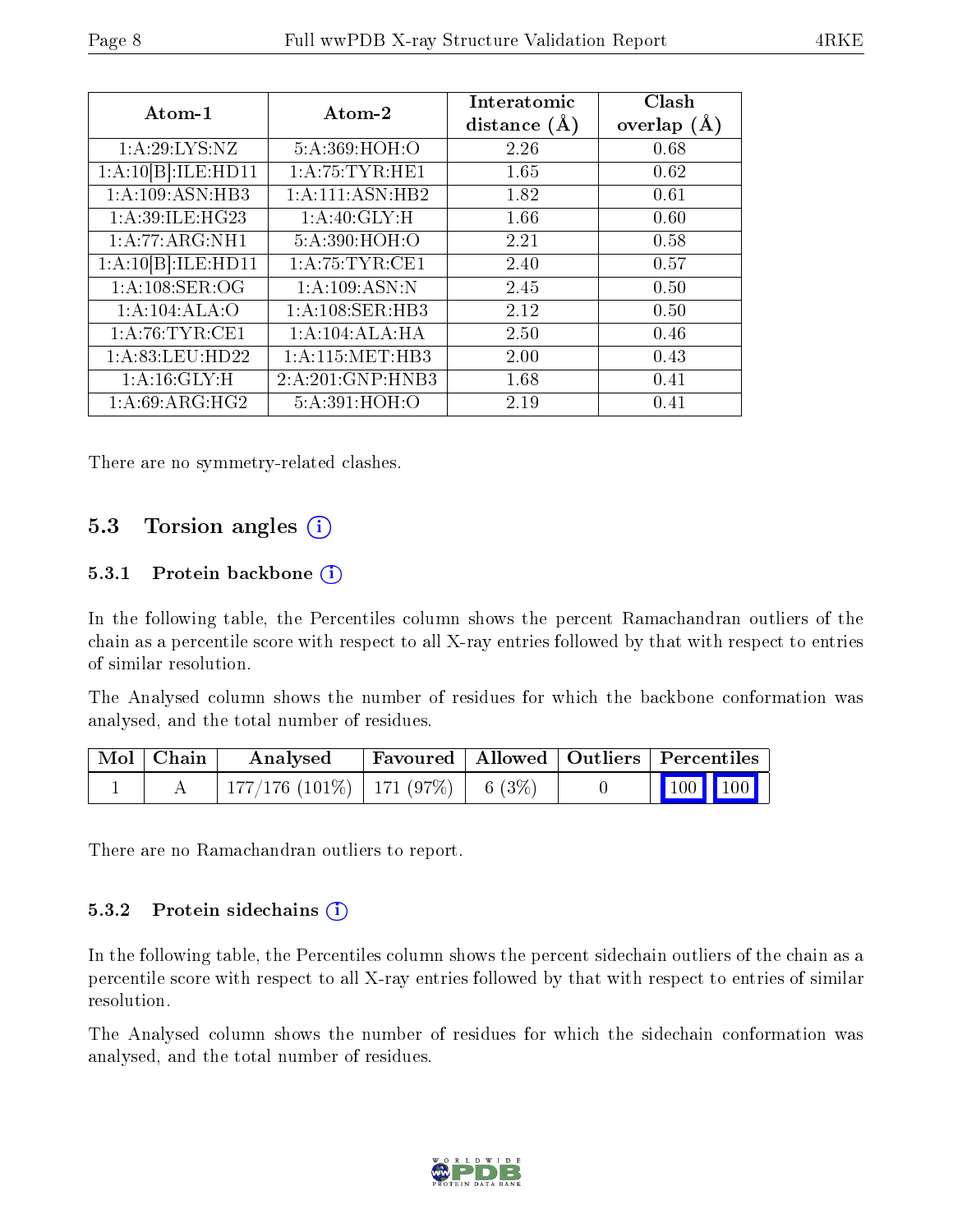| Atom-1 | Atom-2 | Interatomic distance (Å) | Clash overlap (Å) |
|---|---|---|---|
| 1:A:29:LYS:NZ | 5:A:369:HOH:O | 2.26 | 0.68 |
| 1:A:10[B]:ILE:HD11 | 1:A:75:TYR:HE1 | 1.65 | 0.62 |
| 1:A:109:ASN:HB3 | 1:A:111:ASN:HB2 | 1.82 | 0.61 |
| 1:A:39:ILE:HG23 | 1:A:40:GLY:H | 1.66 | 0.60 |
| 1:A:77:ARG:NH1 | 5:A:390:HOH:O | 2.21 | 0.58 |
| 1:A:10[B]:ILE:HD11 | 1:A:75:TYR:CE1 | 2.40 | 0.57 |
| 1:A:108:SER:OG | 1:A:109:ASN:N | 2.45 | 0.50 |
| 1:A:104:ALA:O | 1:A:108:SER:HB3 | 2.12 | 0.50 |
| 1:A:76:TYR:CE1 | 1:A:104:ALA:HA | 2.50 | 0.46 |
| 1:A:83:LEU:HD22 | 1:A:115:MET:HB3 | 2.00 | 0.43 |
| 1:A:16:GLY:H | 2:A:201:GNP:HNB3 | 1.68 | 0.41 |
| 1:A:69:ARG:HG2 | 5:A:391:HOH:O | 2.19 | 0.41 |

There are no symmetry-related clashes.

## 5.3 Torsion angles

### 5.3.1 Protein backbone

In the following table, the Percentiles column shows the percent Ramachandran outliers of the chain as a percentile score with respect to all X-ray entries followed by that with respect to entries of similar resolution.

The Analysed column shows the number of residues for which the backbone conformation was analysed, and the total number of residues.

| Mol | Chain | Analysed | Favoured | Allowed | Outliers | Percentiles | |
|---|---|---|---|---|---|---|---|
| 1 | A | 177/176 (101%) | 171 (97%) | 6 (3%) | 0 | 100 | 100 |

There are no Ramachandran outliers to report.

### 5.3.2 Protein sidechains

In the following table, the Percentiles column shows the percent sidechain outliers of the chain as a percentile score with respect to all X-ray entries followed by that with respect to entries of similar resolution.

The Analysed column shows the number of residues for which the sidechain conformation was analysed, and the total number of residues.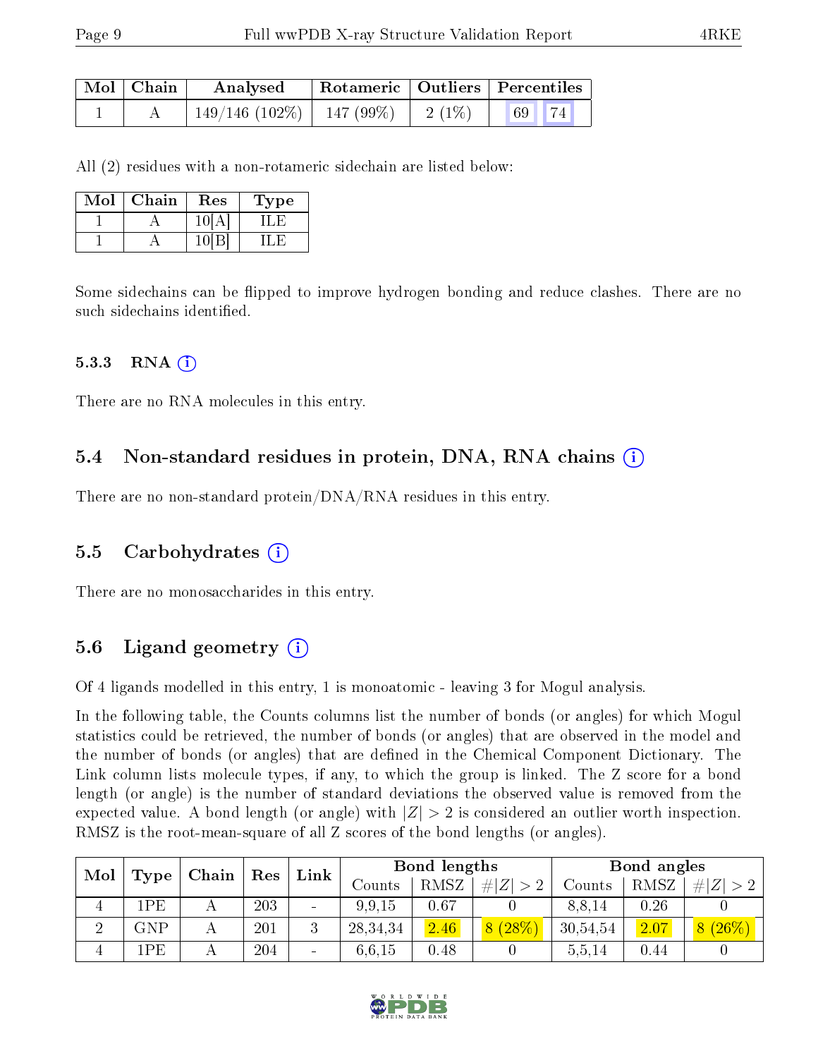| Mol | Chain | Analysed | Rotameric | Outliers | Percentiles | |
|---|---|---|---|---|---|---|
| 1 | A | 149/146 (102%) | 147 (99%) | 2 (1%) | 69 | 74 |

All (2) residues with a non-rotameric sidechain are listed below:

| Mol | Chain | Res | Type |
|---|---|---|---|
| 1 | A | 10[A] | ILE |
| 1 | A | 10[B] | ILE |

Some sidechains can be flipped to improve hydrogen bonding and reduce clashes. There are no such sidechains identified.

#### 5.3.3 RNA

There are no RNA molecules in this entry.

### 5.4 Non-standard residues in protein, DNA, RNA chains

There are no non-standard protein/DNA/RNA residues in this entry.

### 5.5 Carbohydrates

There are no monosaccharides in this entry.

### 5.6 Ligand geometry

Of 4 ligands modelled in this entry, 1 is monoatomic - leaving 3 for Mogul analysis.

In the following table, the Counts columns list the number of bonds (or angles) for which Mogul statistics could be retrieved, the number of bonds (or angles) that are observed in the model and the number of bonds (or angles) that are defined in the Chemical Component Dictionary. The Link column lists molecule types, if any, to which the group is linked. The Z score for a bond length (or angle) is the number of standard deviations the observed value is removed from the expected value. A bond length (or angle) with $|Z| > 2$ is considered an outlier worth inspection. RMSZ is the root-mean-square of all Z scores of the bond lengths (or angles).

| Mol | Type | Chain | Res | Link | Bond lengths | | | Bond angles | | |
|---|---|---|---|---|---|---|---|---|---|---|
| | | | | | Counts | RMSZ | $\#\|Z\| > 2$ | Counts | RMSZ | $\#\|Z\| > 2$ |
| 4 | 1PE | A | 203 | - | 9,9,15 | 0.67 | 0 | 8,8,14 | 0.26 | 0 |
| 2 | GNP | A | 201 | 3 | 28,34,34 | 2.46 | 8 (28%) | 30,54,54 | 2.07 | 8 (26%) |
| 4 | 1PE | A | 204 | - | 6,6,15 | 0.48 | 0 | 5,5,14 | 0.44 | 0 |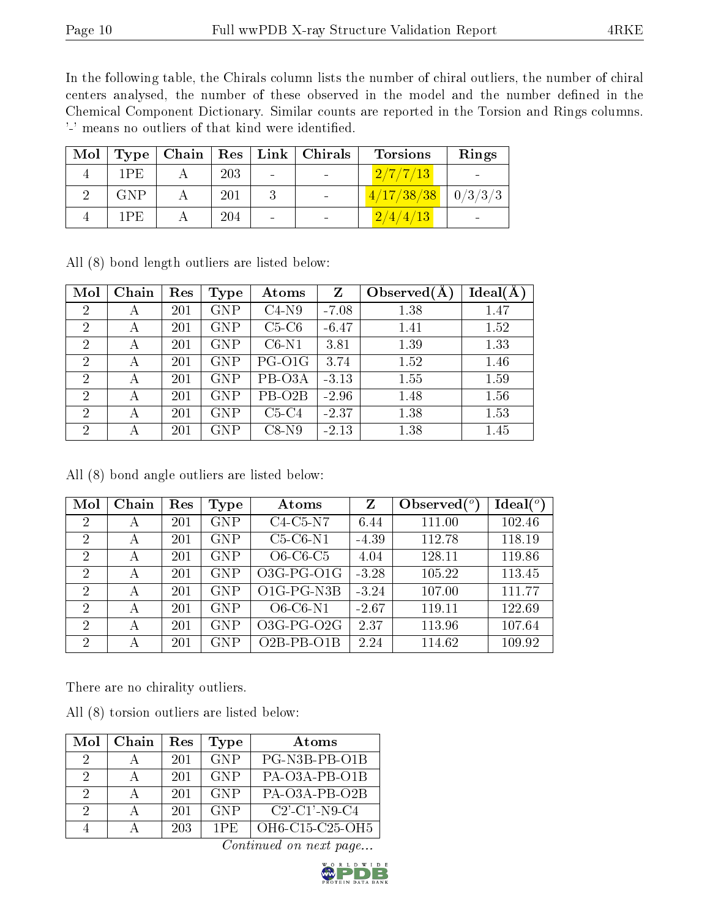In the following table, the Chirals column lists the number of chiral outliers, the number of chiral centers analysed, the number of these observed in the model and the number defined in the Chemical Component Dictionary. Similar counts are reported in the Torsion and Rings columns. '-' means no outliers of that kind were identified.

| Mol | Type | Chain | Res | Link | Chirals | Torsions | Rings |
|---|---|---|---|---|---|---|---|
| 4 | 1PE | A | 203 | - | - | 2/7/7/13 | - |
| 2 | GNP | A | 201 | 3 | - | 4/17/38/38 | 0/3/3/3 |
| 4 | 1PE | A | 204 | - | - | 2/4/4/13 | - |

All (8) bond length outliers are listed below:

| Mol | Chain | Res | Type | Atoms | Z | Observed(Å) | Ideal(Å) |
|---|---|---|---|---|---|---|---|
| 2 | A | 201 | GNP | C4-N9 | -7.08 | 1.38 | 1.47 |
| 2 | A | 201 | GNP | C5-C6 | -6.47 | 1.41 | 1.52 |
| 2 | A | 201 | GNP | C6-N1 | 3.81 | 1.39 | 1.33 |
| 2 | A | 201 | GNP | PG-O1G | 3.74 | 1.52 | 1.46 |
| 2 | A | 201 | GNP | PB-O3A | -3.13 | 1.55 | 1.59 |
| 2 | A | 201 | GNP | PB-O2B | -2.96 | 1.48 | 1.56 |
| 2 | A | 201 | GNP | C5-C4 | -2.37 | 1.38 | 1.53 |
| 2 | A | 201 | GNP | C8-N9 | -2.13 | 1.38 | 1.45 |

All (8) bond angle outliers are listed below:

| Mol | Chain | Res | Type | Atoms | Z | Observed(°) | Ideal(°) |
|---|---|---|---|---|---|---|---|
| 2 | A | 201 | GNP | C4-C5-N7 | 6.44 | 111.00 | 102.46 |
| 2 | A | 201 | GNP | C5-C6-N1 | -4.39 | 112.78 | 118.19 |
| 2 | A | 201 | GNP | O6-C6-C5 | 4.04 | 128.11 | 119.86 |
| 2 | A | 201 | GNP | O3G-PG-O1G | -3.28 | 105.22 | 113.45 |
| 2 | A | 201 | GNP | O1G-PG-N3B | -3.24 | 107.00 | 111.77 |
| 2 | A | 201 | GNP | O6-C6-N1 | -2.67 | 119.11 | 122.69 |
| 2 | A | 201 | GNP | O3G-PG-O2G | 2.37 | 113.96 | 107.64 |
| 2 | A | 201 | GNP | O2B-PB-O1B | 2.24 | 114.62 | 109.92 |

There are no chirality outliers.

All (8) torsion outliers are listed below:

| Mol | Chain | Res | Type | Atoms |
|---|---|---|---|---|
| 2 | A | 201 | GNP | PG-N3B-PB-O1B |
| 2 | A | 201 | GNP | PA-O3A-PB-O1B |
| 2 | A | 201 | GNP | PA-O3A-PB-O2B |
| 2 | A | 201 | GNP | C2'-C1'-N9-C4 |
| 4 | A | 203 | 1PE | OH6-C15-C25-OH5 |

*Continued on next page...*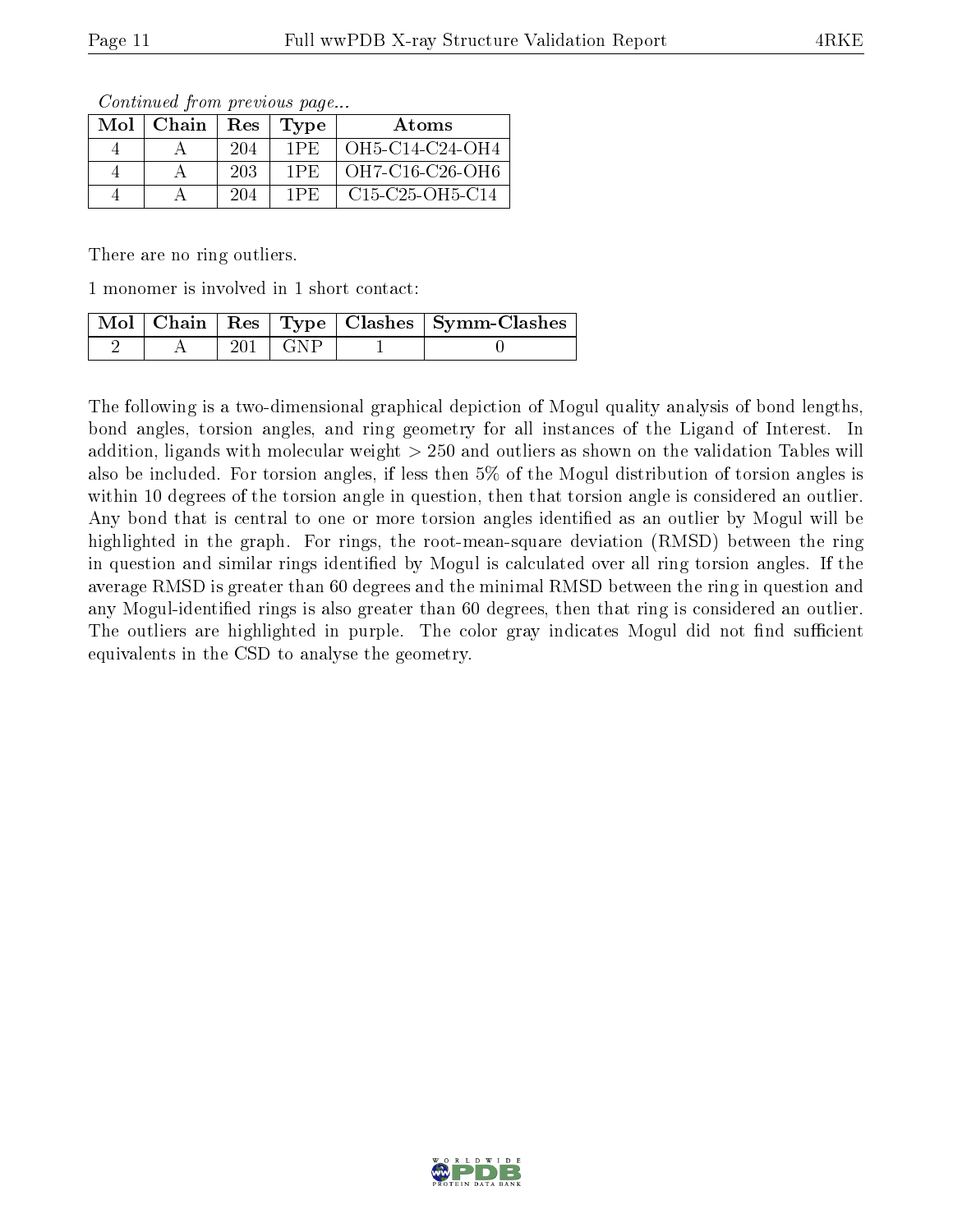*Continued from previous page...*

| Mol | Chain | Res | Type | Atoms |
|---|---|---|---|---|
| 4 | A | 204 | 1PE | OH5-C14-C24-OH4 |
| 4 | A | 203 | 1PE | OH7-C16-C26-OH6 |
| 4 | A | 204 | 1PE | C15-C25-OH5-C14 |

There are no ring outliers.

1 monomer is involved in 1 short contact:

| Mol | Chain | Res | Type | Clashes | Symm-Clashes |
|---|---|---|---|---|---|
| 2 | A | 201 | GNP | 1 | 0 |

The following is a two-dimensional graphical depiction of Mogul quality analysis of bond lengths, bond angles, torsion angles, and ring geometry for all instances of the Ligand of Interest. In addition, ligands with molecular weight > 250 and outliers as shown on the validation Tables will also be included. For torsion angles, if less then 5% of the Mogul distribution of torsion angles is within 10 degrees of the torsion angle in question, then that torsion angle is considered an outlier. Any bond that is central to one or more torsion angles identified as an outlier by Mogul will be highlighted in the graph. For rings, the root-mean-square deviation (RMSD) between the ring in question and similar rings identified by Mogul is calculated over all ring torsion angles. If the average RMSD is greater than 60 degrees and the minimal RMSD between the ring in question and any Mogul-identified rings is also greater than 60 degrees, then that ring is considered an outlier. The outliers are highlighted in purple. The color gray indicates Mogul did not find sufficient equivalents in the CSD to analyse the geometry.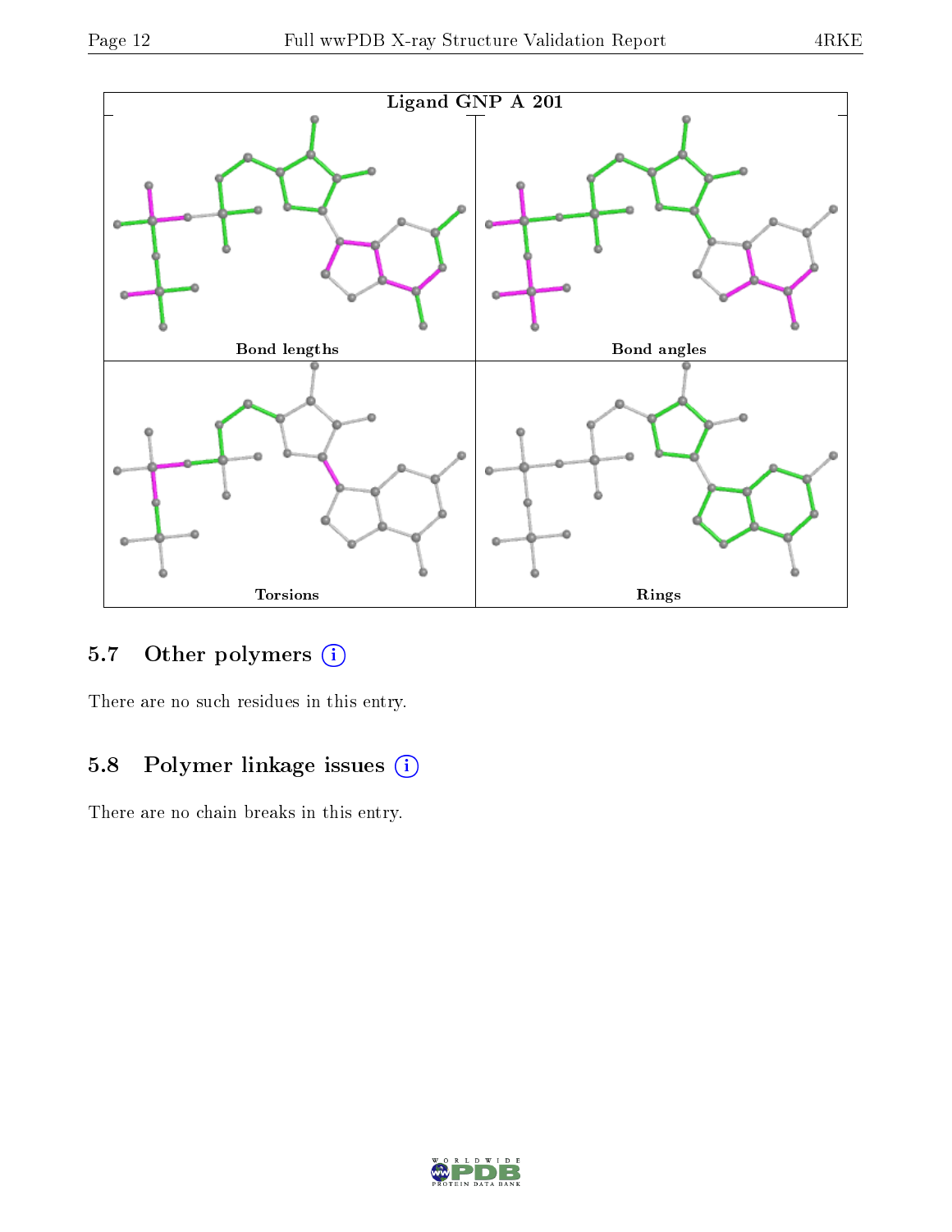Ligand GNP A 201

Bond lengths

Bond angles

Torsions

Rings

## 5.7 Other polymers (i)

There are no such residues in this entry.

## 5.8 Polymer linkage issues (i)

There are no chain breaks in this entry.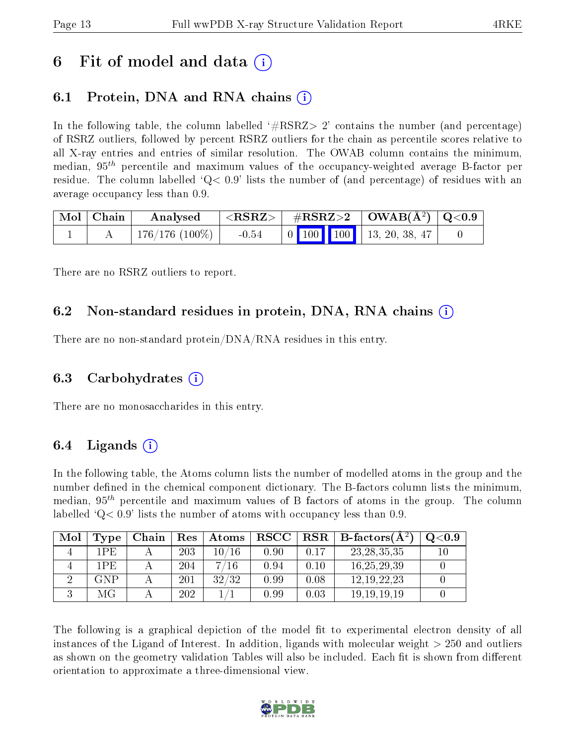# 6 Fit of model and data (i)

## 6.1 Protein, DNA and RNA chains (i)

In the following table, the column labelled '#RSRZ> 2' contains the number (and percentage) of RSRZ outliers, followed by percent RSRZ outliers for the chain as percentile scores relative to all X-ray entries and entries of similar resolution. The OWAB column contains the minimum, median, $95^{th}$ percentile and maximum values of the occupancy-weighted average B-factor per residue. The column labelled 'Q< 0.9' lists the number of (and percentage) of residues with an average occupancy less than 0.9.

| Mol | Chain | Analysed | <RSRZ> | #RSRZ>2 | | | OWAB(Å$^2$) | Q<0.9 |
|---|---|---|---|---|---|---|---|---|
| 1 | A | 176/176 (100%) | -0.54 | 0 | 100 | 100 | 13, 20, 38, 47 | 0 |

There are no RSRZ outliers to report.

## 6.2 Non-standard residues in protein, DNA, RNA chains (i)

There are no non-standard protein/DNA/RNA residues in this entry.

## 6.3 Carbohydrates (i)

There are no monosaccharides in this entry.

## 6.4 Ligands (i)

In the following table, the Atoms column lists the number of modelled atoms in the group and the number defined in the chemical component dictionary. The B-factors column lists the minimum, median, $95^{th}$ percentile and maximum values of B factors of atoms in the group. The column labelled 'Q< 0.9' lists the number of atoms with occupancy less than 0.9.

| Mol | Type | Chain | Res | Atoms | RSCC | RSR | B-factors(Å$^2$) | Q<0.9 |
|---|---|---|---|---|---|---|---|---|
| 4 | 1PE | A | 203 | 10/16 | 0.90 | 0.17 | 23,28,35,35 | 10 |
| 4 | 1PE | A | 204 | 7/16 | 0.94 | 0.10 | 16,25,29,39 | 0 |
| 2 | GNP | A | 201 | 32/32 | 0.99 | 0.08 | 12,19,22,23 | 0 |
| 3 | MG | A | 202 | 1/1 | 0.99 | 0.03 | 19,19,19,19 | 0 |

The following is a graphical depiction of the model fit to experimental electron density of all instances of the Ligand of Interest. In addition, ligands with molecular weight > 250 and outliers as shown on the geometry validation Tables will also be included. Each fit is shown from different orientation to approximate a three-dimensional view.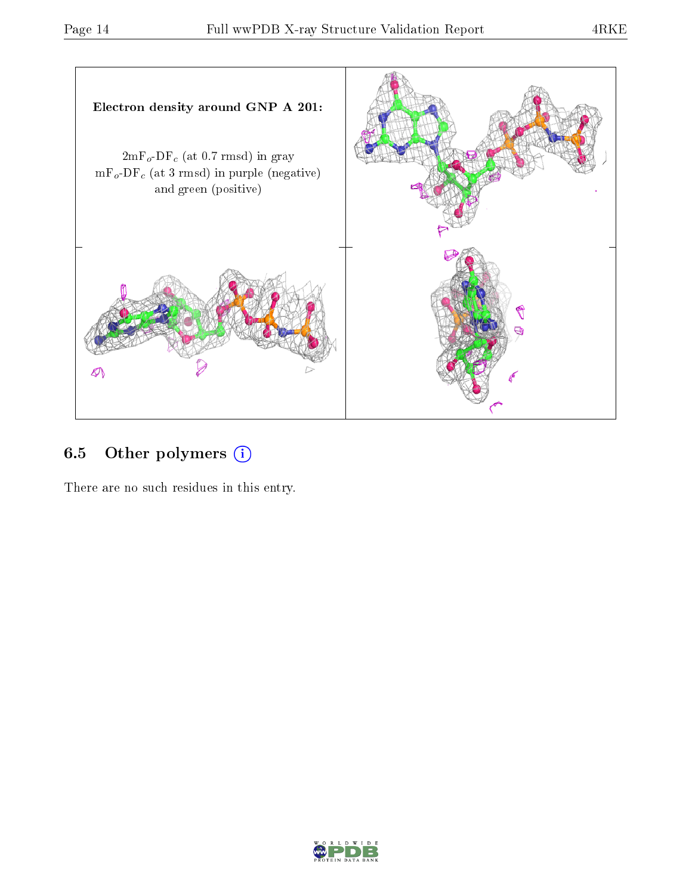**Electron density around GNP A 201:**

$2mF_o$-$DF_c$ (at 0.7 rmsd) in gray
$mF_o$-$DF_c$ (at 3 rmsd) in purple (negative)
and green (positive)

## 6.5 Other polymers

There are no such residues in this entry.